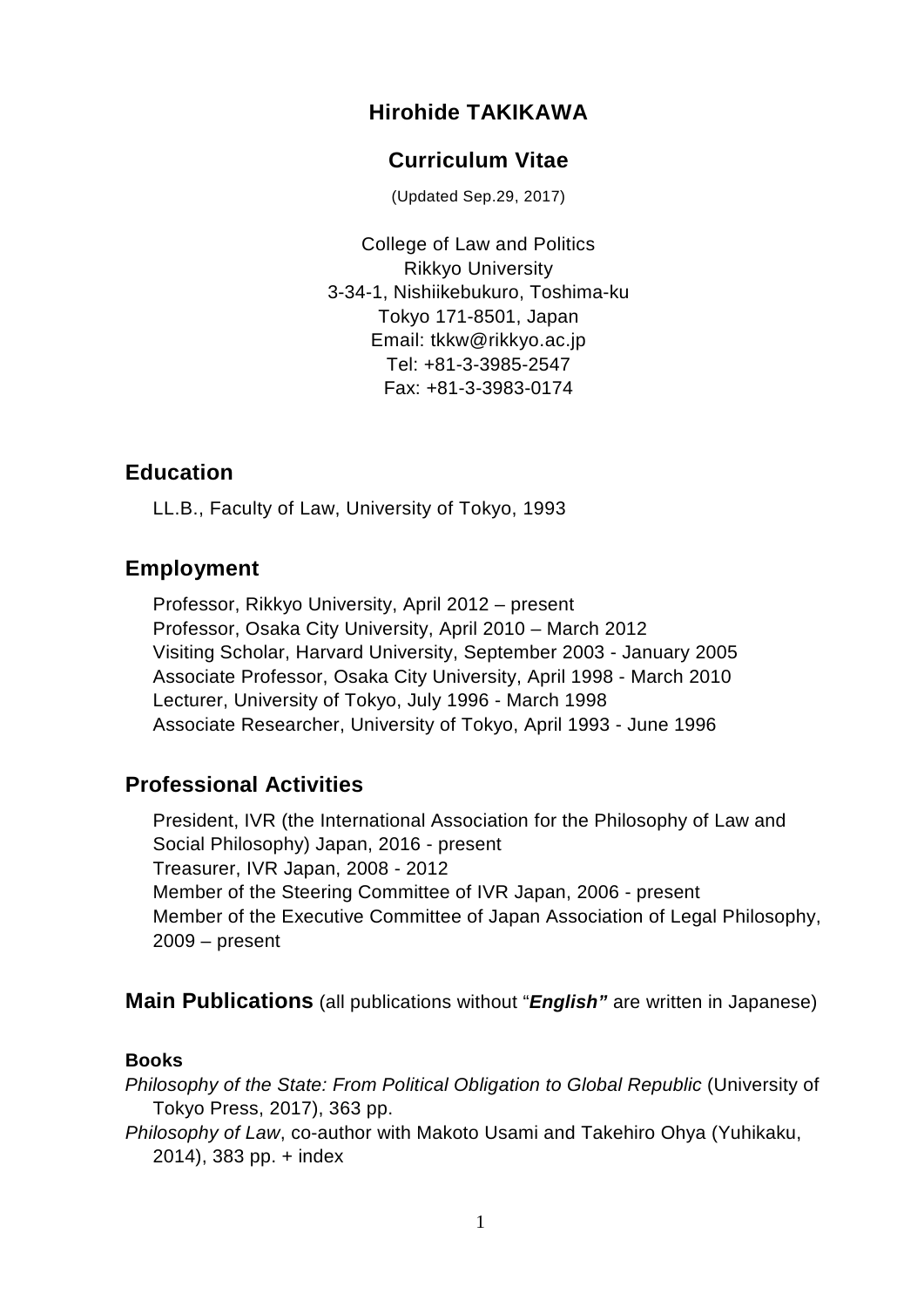# Hirohide TAKIKAWA

## Curriculum Vitae

(Updated Sep.29, 2017)

College of Law and Politics
Rikkyo University
3-34-1, Nishiikebukuro, Toshima-ku
Tokyo 171-8501, Japan
Email: tkkw@rikkyo.ac.jp
Tel: +81-3-3985-2547
Fax: +81-3-3983-0174

## Education

LL.B., Faculty of Law, University of Tokyo, 1993

## Employment

Professor, Rikkyo University, April 2012 – present
Professor, Osaka City University, April 2010 – March 2012
Visiting Scholar, Harvard University, September 2003 - January 2005
Associate Professor, Osaka City University, April 1998 - March 2010
Lecturer, University of Tokyo, July 1996 - March 1998
Associate Researcher, University of Tokyo, April 1993 - June 1996

## Professional Activities

President, IVR (the International Association for the Philosophy of Law and Social Philosophy) Japan, 2016 - present
Treasurer, IVR Japan, 2008 - 2012
Member of the Steering Committee of IVR Japan, 2006 - present
Member of the Executive Committee of Japan Association of Legal Philosophy, 2009 – present

## Main Publications (all publications without "***English"*** are written in Japanese)

### Books

*Philosophy of the State: From Political Obligation to Global Republic* (University of Tokyo Press, 2017), 363 pp.

*Philosophy of Law*, co-author with Makoto Usami and Takehiro Ohya (Yuhikaku, 2014), 383 pp. + index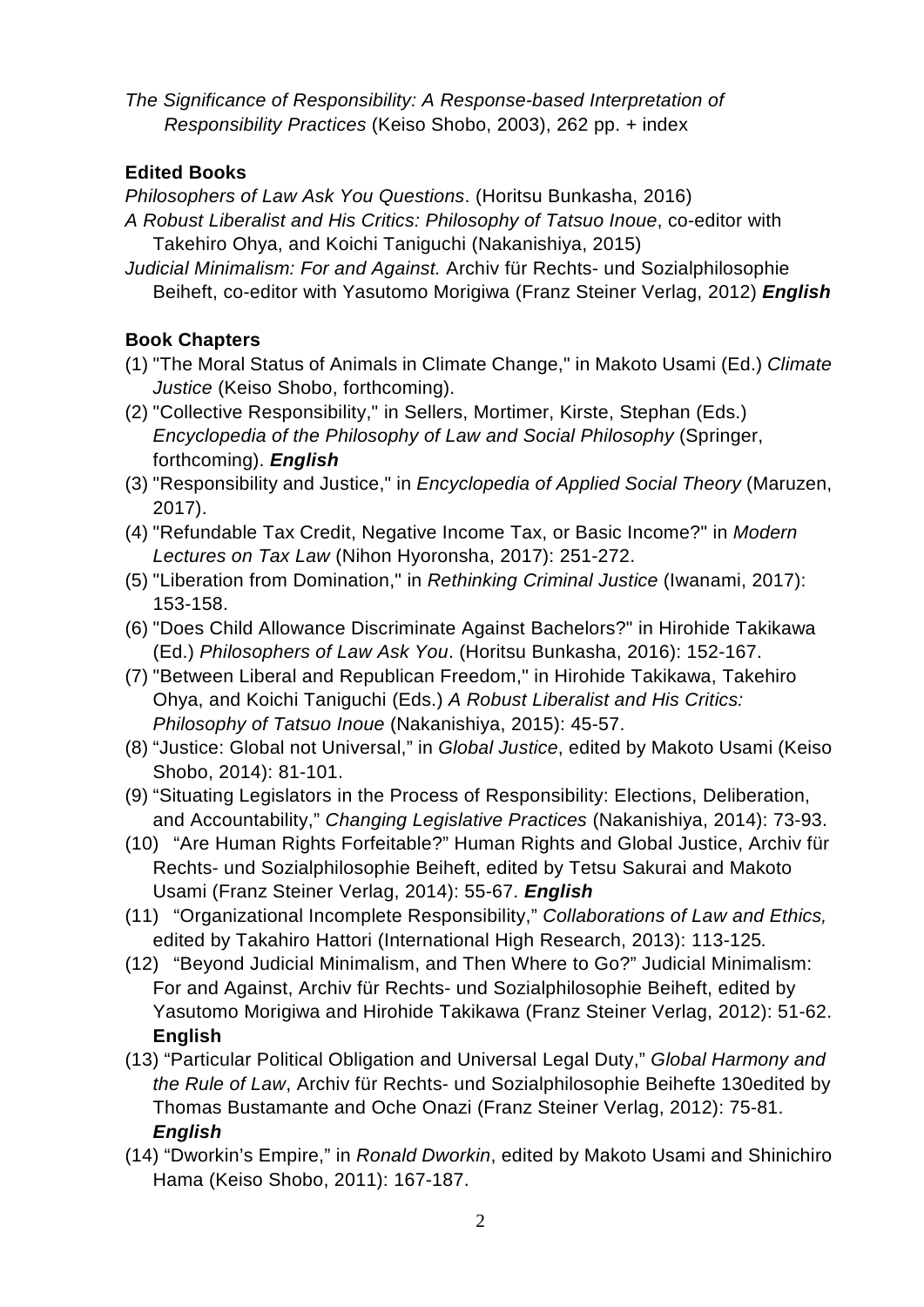*The Significance of Responsibility: A Response-based Interpretation of Responsibility Practices* (Keiso Shobo, 2003), 262 pp. + index

### Edited Books

*Philosophers of Law Ask You Questions*. (Horitsu Bunkasha, 2016)

*A Robust Liberalist and His Critics: Philosophy of Tatsuo Inoue*, co-editor with Takehiro Ohya, and Koichi Taniguchi (Nakanishiya, 2015)

*Judicial Minimalism: For and Against.* Archiv für Rechts- und Sozialphilosophie Beiheft, co-editor with Yasutomo Morigiwa (Franz Steiner Verlag, 2012) ***English***

### Book Chapters

(1) "The Moral Status of Animals in Climate Change," in Makoto Usami (Ed.) *Climate Justice* (Keiso Shobo, forthcoming).

(2) "Collective Responsibility," in Sellers, Mortimer, Kirste, Stephan (Eds.) *Encyclopedia of the Philosophy of Law and Social Philosophy* (Springer, forthcoming). ***English***

(3) "Responsibility and Justice," in *Encyclopedia of Applied Social Theory* (Maruzen, 2017).

(4) "Refundable Tax Credit, Negative Income Tax, or Basic Income?" in *Modern Lectures on Tax Law* (Nihon Hyoronsha, 2017): 251-272.

(5) "Liberation from Domination," in *Rethinking Criminal Justice* (Iwanami, 2017): 153-158.

(6) "Does Child Allowance Discriminate Against Bachelors?" in Hirohide Takikawa (Ed.) *Philosophers of Law Ask You*. (Horitsu Bunkasha, 2016): 152-167.

(7) "Between Liberal and Republican Freedom," in Hirohide Takikawa, Takehiro Ohya, and Koichi Taniguchi (Eds.) *A Robust Liberalist and His Critics: Philosophy of Tatsuo Inoue* (Nakanishiya, 2015): 45-57.

(8) "Justice: Global not Universal," in *Global Justice*, edited by Makoto Usami (Keiso Shobo, 2014): 81-101.

(9) "Situating Legislators in the Process of Responsibility: Elections, Deliberation, and Accountability," *Changing Legislative Practices* (Nakanishiya, 2014): 73-93.

(10) "Are Human Rights Forfeitable?" Human Rights and Global Justice, Archiv für Rechts- und Sozialphilosophie Beiheft, edited by Tetsu Sakurai and Makoto Usami (Franz Steiner Verlag, 2014): 55-67. ***English***

(11) "Organizational Incomplete Responsibility," *Collaborations of Law and Ethics,* edited by Takahiro Hattori (International High Research, 2013): 113-125.

(12) "Beyond Judicial Minimalism, and Then Where to Go?" Judicial Minimalism: For and Against, Archiv für Rechts- und Sozialphilosophie Beiheft, edited by Yasutomo Morigiwa and Hirohide Takikawa (Franz Steiner Verlag, 2012): 51-62. **English**

(13) "Particular Political Obligation and Universal Legal Duty," *Global Harmony and the Rule of Law*, Archiv für Rechts- und Sozialphilosophie Beihefte 130edited by Thomas Bustamante and Oche Onazi (Franz Steiner Verlag, 2012): 75-81. ***English***

(14) "Dworkin's Empire," in *Ronald Dworkin*, edited by Makoto Usami and Shinichiro Hama (Keiso Shobo, 2011): 167-187.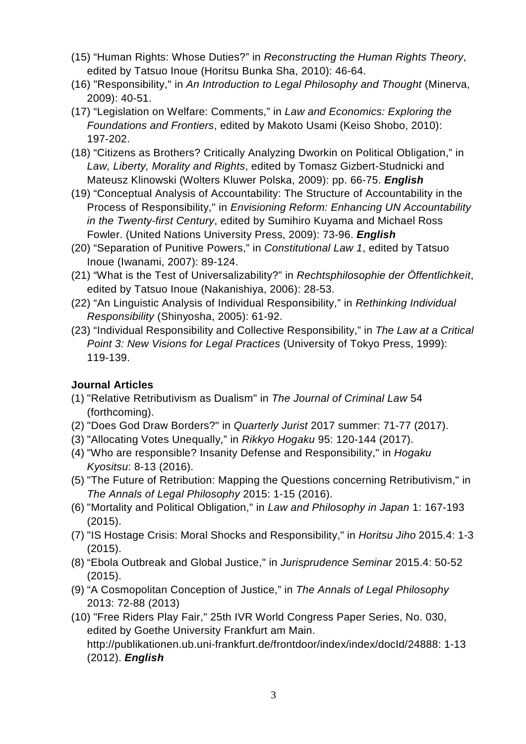(15) “Human Rights: Whose Duties?” in *Reconstructing the Human Rights Theory*, edited by Tatsuo Inoue (Horitsu Bunka Sha, 2010): 46-64.

(16) "Responsibility," in *An Introduction to Legal Philosophy and Thought* (Minerva, 2009): 40-51.

(17) “Legislation on Welfare: Comments,” in *Law and Economics: Exploring the Foundations and Frontiers*, edited by Makoto Usami (Keiso Shobo, 2010): 197-202.

(18) “Citizens as Brothers? Critically Analyzing Dworkin on Political Obligation,” in *Law, Liberty, Morality and Rights*, edited by Tomasz Gizbert-Studnicki and Mateusz Klinowski (Wolters Kluwer Polska, 2009): pp. 66-75. ***English***

(19) “Conceptual Analysis of Accountability: The Structure of Accountability in the Process of Responsibility," in *Envisioning Reform: Enhancing UN Accountability in the Twenty-first Century*, edited by Sumihiro Kuyama and Michael Ross Fowler. (United Nations University Press, 2009): 73-96. ***English***

(20) “Separation of Punitive Powers,” in *Constitutional Law 1*, edited by Tatsuo Inoue (Iwanami, 2007): 89-124.

(21) “What is the Test of Universalizability?” in *Rechtsphilosophie der Öffentlichkeit*, edited by Tatsuo Inoue (Nakanishiya, 2006): 28-53.

(22) “An Linguistic Analysis of Individual Responsibility,” in *Rethinking Individual Responsibility* (Shinyosha, 2005): 61-92.

(23) “Individual Responsibility and Collective Responsibility,” in *The Law at a Critical Point 3: New Visions for Legal Practices* (University of Tokyo Press, 1999): 119-139.

**Journal Articles**

(1) "Relative Retributivism as Dualism" in *The Journal of Criminal Law* 54 (forthcoming).

(2) "Does God Draw Borders?" in *Quarterly Jurist* 2017 summer: 71-77 (2017).

(3) "Allocating Votes Unequally,” in *Rikkyo Hogaku* 95: 120-144 (2017).

(4) "Who are responsible? Insanity Defense and Responsibility," in *Hogaku Kyositsu*: 8-13 (2016).

(5) "The Future of Retribution: Mapping the Questions concerning Retributivism," in *The Annals of Legal Philosophy* 2015: 1-15 (2016).

(6) "Mortality and Political Obligation," in *Law and Philosophy in Japan* 1: 167-193 (2015).

(7) "IS Hostage Crisis: Moral Shocks and Responsibility," in *Horitsu Jiho* 2015.4: 1-3 (2015).

(8) “Ebola Outbreak and Global Justice," in *Jurisprudence Seminar* 2015.4: 50-52 (2015).

(9) “A Cosmopolitan Conception of Justice,” in *The Annals of Legal Philosophy* 2013: 72-88 (2013)

(10) "Free Riders Play Fair," 25th IVR World Congress Paper Series, No. 030, edited by Goethe University Frankfurt am Main. http://publikationen.ub.uni-frankfurt.de/frontdoor/index/index/docId/24888: 1-13 (2012). ***English***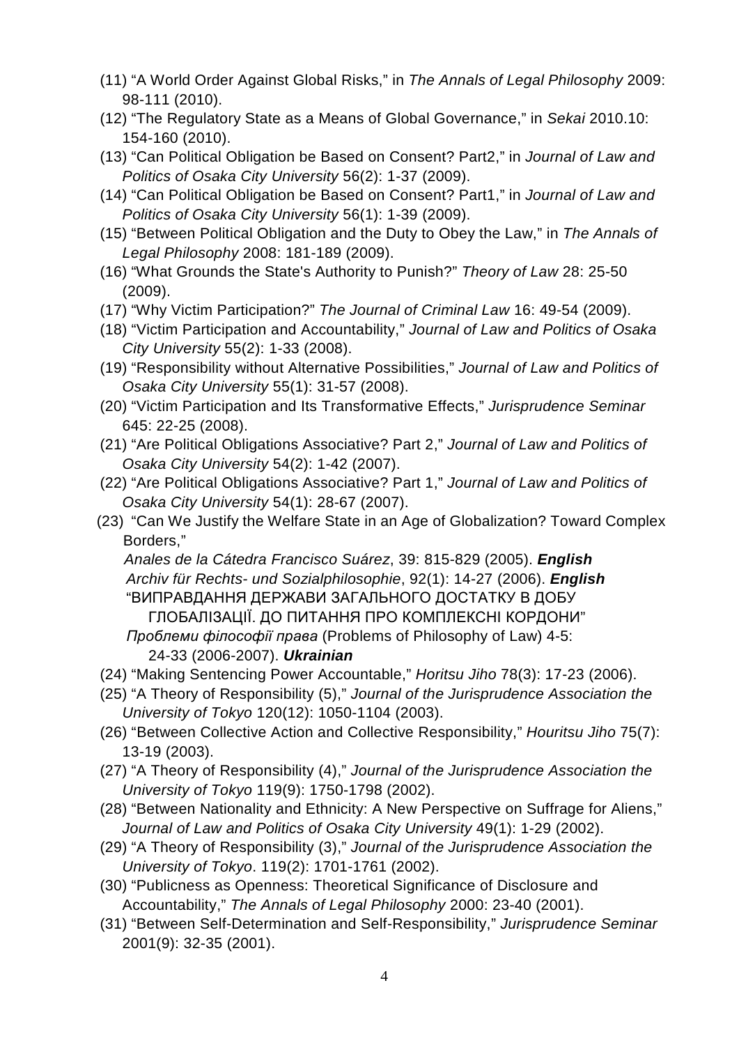(11) "A World Order Against Global Risks," in *The Annals of Legal Philosophy* 2009: 98-111 (2010).

(12) "The Regulatory State as a Means of Global Governance," in *Sekai* 2010.10: 154-160 (2010).

(13) "Can Political Obligation be Based on Consent? Part2," in *Journal of Law and Politics of Osaka City University* 56(2): 1-37 (2009).

(14) "Can Political Obligation be Based on Consent? Part1," in *Journal of Law and Politics of Osaka City University* 56(1): 1-39 (2009).

(15) "Between Political Obligation and the Duty to Obey the Law," in *The Annals of Legal Philosophy* 2008: 181-189 (2009).

(16) "What Grounds the State's Authority to Punish?" *Theory of Law* 28: 25-50 (2009).

(17) "Why Victim Participation?" *The Journal of Criminal Law* 16: 49-54 (2009).

(18) "Victim Participation and Accountability," *Journal of Law and Politics of Osaka City University* 55(2): 1-33 (2008).

(19) "Responsibility without Alternative Possibilities," *Journal of Law and Politics of Osaka City University* 55(1): 31-57 (2008).

(20) "Victim Participation and Its Transformative Effects," *Jurisprudence Seminar* 645: 22-25 (2008).

(21) "Are Political Obligations Associative? Part 2," *Journal of Law and Politics of Osaka City University* 54(2): 1-42 (2007).

(22) "Are Political Obligations Associative? Part 1," *Journal of Law and Politics of Osaka City University* 54(1): 28-67 (2007).

(23) "Can We Justify the Welfare State in an Age of Globalization? Toward Complex Borders,"
*Anales de la Cátedra Francisco Suárez*, 39: 815-829 (2005). ***English***
*Archiv für Rechts- und Sozialphilosophie*, 92(1): 14-27 (2006). ***English***
"ВИПРАВДАННЯ ДЕРЖАВИ ЗАГАЛЬНОГО ДОСТАТКУ В ДОБУ ГЛОБАЛІЗАЦІЇ. ДО ПИТАННЯ ПРО КОМПЛЕКСНІ КОРДОНИ"
*Проблеми філософії права* (Problems of Philosophy of Law) 4-5: 24-33 (2006-2007). ***Ukrainian***

(24) "Making Sentencing Power Accountable," *Horitsu Jiho* 78(3): 17-23 (2006).

(25) "A Theory of Responsibility (5)," *Journal of the Jurisprudence Association the University of Tokyo* 120(12): 1050-1104 (2003).

(26) "Between Collective Action and Collective Responsibility," *Houritsu Jiho* 75(7): 13-19 (2003).

(27) "A Theory of Responsibility (4)," *Journal of the Jurisprudence Association the University of Tokyo* 119(9): 1750-1798 (2002).

(28) "Between Nationality and Ethnicity: A New Perspective on Suffrage for Aliens," *Journal of Law and Politics of Osaka City University* 49(1): 1-29 (2002).

(29) "A Theory of Responsibility (3)," *Journal of the Jurisprudence Association the University of Tokyo*. 119(2): 1701-1761 (2002).

(30) "Publicness as Openness: Theoretical Significance of Disclosure and Accountability," *The Annals of Legal Philosophy* 2000: 23-40 (2001).

(31) "Between Self-Determination and Self-Responsibility," *Jurisprudence Seminar* 2001(9): 32-35 (2001).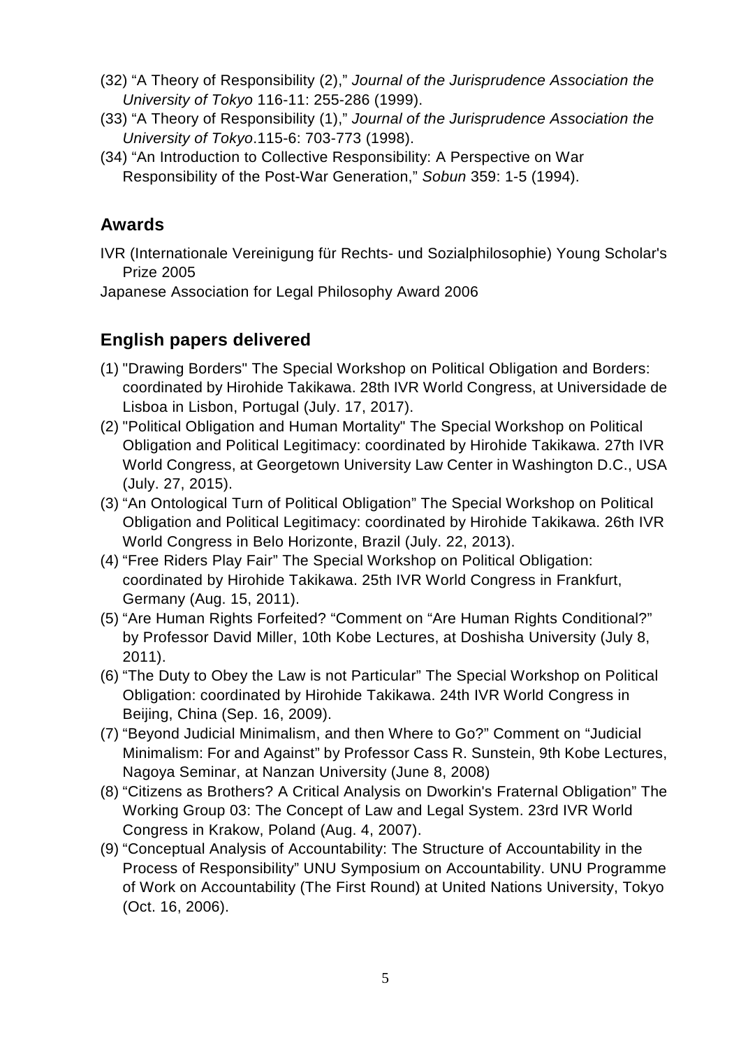(32) "A Theory of Responsibility (2)," *Journal of the Jurisprudence Association the University of Tokyo* 116-11: 255-286 (1999).

(33) "A Theory of Responsibility (1)," *Journal of the Jurisprudence Association the University of Tokyo*.115-6: 703-773 (1998).

(34) "An Introduction to Collective Responsibility: A Perspective on War Responsibility of the Post-War Generation," *Sobun* 359: 1-5 (1994).

## Awards

IVR (Internationale Vereinigung für Rechts- und Sozialphilosophie) Young Scholar's Prize 2005

Japanese Association for Legal Philosophy Award 2006

## English papers delivered

(1) "Drawing Borders" The Special Workshop on Political Obligation and Borders: coordinated by Hirohide Takikawa. 28th IVR World Congress, at Universidade de Lisboa in Lisbon, Portugal (July. 17, 2017).

(2) "Political Obligation and Human Mortality" The Special Workshop on Political Obligation and Political Legitimacy: coordinated by Hirohide Takikawa. 27th IVR World Congress, at Georgetown University Law Center in Washington D.C., USA (July. 27, 2015).

(3) "An Ontological Turn of Political Obligation" The Special Workshop on Political Obligation and Political Legitimacy: coordinated by Hirohide Takikawa. 26th IVR World Congress in Belo Horizonte, Brazil (July. 22, 2013).

(4) "Free Riders Play Fair" The Special Workshop on Political Obligation: coordinated by Hirohide Takikawa. 25th IVR World Congress in Frankfurt, Germany (Aug. 15, 2011).

(5) "Are Human Rights Forfeited? "Comment on "Are Human Rights Conditional?" by Professor David Miller, 10th Kobe Lectures, at Doshisha University (July 8, 2011).

(6) "The Duty to Obey the Law is not Particular" The Special Workshop on Political Obligation: coordinated by Hirohide Takikawa. 24th IVR World Congress in Beijing, China (Sep. 16, 2009).

(7) "Beyond Judicial Minimalism, and then Where to Go?" Comment on "Judicial Minimalism: For and Against" by Professor Cass R. Sunstein, 9th Kobe Lectures, Nagoya Seminar, at Nanzan University (June 8, 2008)

(8) "Citizens as Brothers? A Critical Analysis on Dworkin's Fraternal Obligation" The Working Group 03: The Concept of Law and Legal System. 23rd IVR World Congress in Krakow, Poland (Aug. 4, 2007).

(9) "Conceptual Analysis of Accountability: The Structure of Accountability in the Process of Responsibility" UNU Symposium on Accountability. UNU Programme of Work on Accountability (The First Round) at United Nations University, Tokyo (Oct. 16, 2006).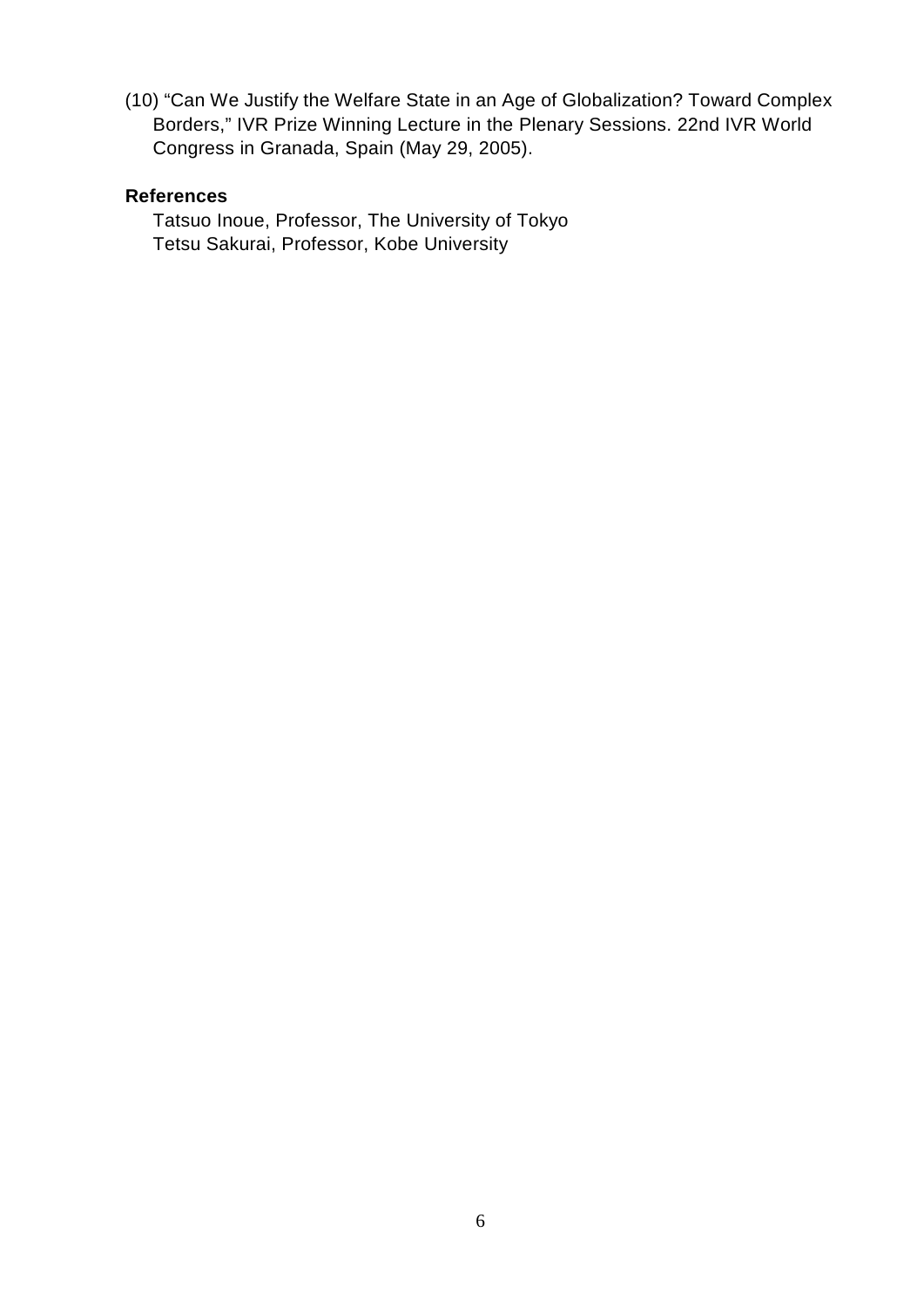(10) “Can We Justify the Welfare State in an Age of Globalization? Toward Complex Borders,” IVR Prize Winning Lecture in the Plenary Sessions. 22nd IVR World Congress in Granada, Spain (May 29, 2005).

**References**

Tatsuo Inoue, Professor, The University of Tokyo
Tetsu Sakurai, Professor, Kobe University